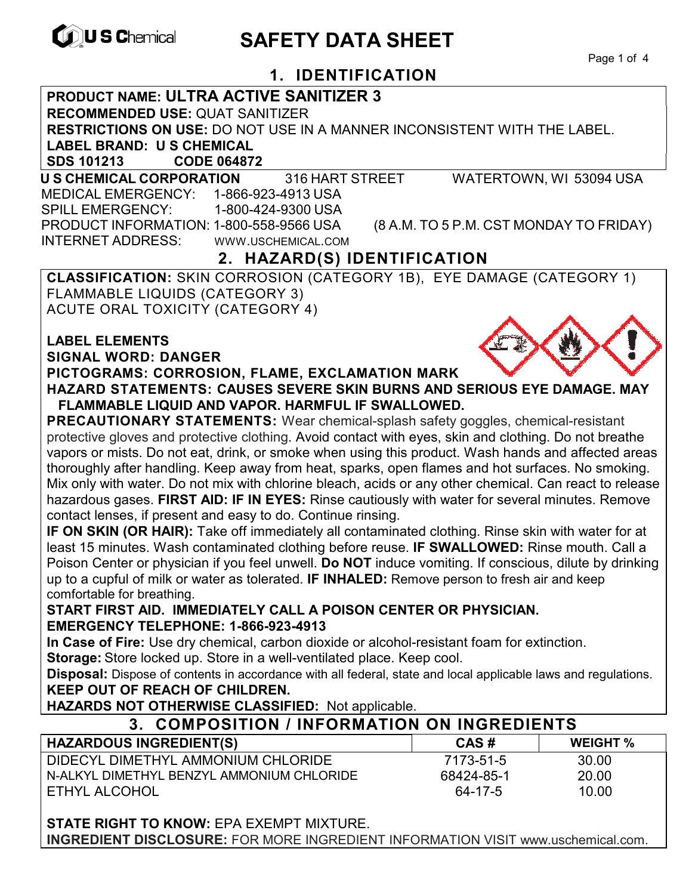U S Chemical

# SAFETY DATA SHEET

## 1. IDENTIFICATION

**PRODUCT NAME: ULTRA ACTIVE SANITIZER 3**
**RECOMMENDED USE:** QUAT SANITIZER
**RESTRICTIONS ON USE:** DO NOT USE IN A MANNER INCONSISTENT WITH THE LABEL.
**LABEL BRAND: U S CHEMICAL**
**SDS 101213 CODE 064872**

**U S CHEMICAL CORPORATION** 316 HART STREET WATERTOWN, WI 53094 USA
MEDICAL EMERGENCY: 1-866-923-4913 USA
SPILL EMERGENCY: 1-800-424-9300 USA
PRODUCT INFORMATION: 1-800-558-9566 USA (8 A.M. TO 5 P.M. CST MONDAY TO FRIDAY)
INTERNET ADDRESS: WWW.USCHEMICAL.COM

## 2. HAZARD(S) IDENTIFICATION

**CLASSIFICATION:** SKIN CORROSION (CATEGORY 1B), EYE DAMAGE (CATEGORY 1)
FLAMMABLE LIQUIDS (CATEGORY 3)
ACUTE ORAL TOXICITY (CATEGORY 4)

**LABEL ELEMENTS**
**SIGNAL WORD: DANGER**
**PICTOGRAMS: CORROSION, FLAME, EXCLAMATION MARK**
**HAZARD STATEMENTS: CAUSES SEVERE SKIN BURNS AND SERIOUS EYE DAMAGE. MAY FLAMMABLE LIQUID AND VAPOR. HARMFUL IF SWALLOWED.**
**PRECAUTIONARY STATEMENTS:** Wear chemical-splash safety goggles, chemical-resistant protective gloves and protective clothing. Avoid contact with eyes, skin and clothing. Do not breathe vapors or mists. Do not eat, drink, or smoke when using this product. Wash hands and affected areas thoroughly after handling. Keep away from heat, sparks, open flames and hot surfaces. No smoking. Mix only with water. Do not mix with chlorine bleach, acids or any other chemical. Can react to release hazardous gases. **FIRST AID: IF IN EYES:** Rinse cautiously with water for several minutes. Remove contact lenses, if present and easy to do. Continue rinsing.
**IF ON SKIN (OR HAIR):** Take off immediately all contaminated clothing. Rinse skin with water for at least 15 minutes. Wash contaminated clothing before reuse. **IF SWALLOWED:** Rinse mouth. Call a Poison Center or physician if you feel unwell. **Do NOT** induce vomiting. If conscious, dilute by drinking up to a cupful of milk or water as tolerated. **IF INHALED:** Remove person to fresh air and keep comfortable for breathing.
**START FIRST AID. IMMEDIATELY CALL A POISON CENTER OR PHYSICIAN.**
**EMERGENCY TELEPHONE: 1-866-923-4913**
**In Case of Fire:** Use dry chemical, carbon dioxide or alcohol-resistant foam for extinction.
**Storage:** Store locked up. Store in a well-ventilated place. Keep cool.
**Disposal:** Dispose of contents in accordance with all federal, state and local applicable laws and regulations.
**KEEP OUT OF REACH OF CHILDREN.**
**HAZARDS NOT OTHERWISE CLASSIFIED:** Not applicable.

## 3. COMPOSITION / INFORMATION ON INGREDIENTS

| HAZARDOUS INGREDIENT(S) | CAS # | WEIGHT % |
|---|---|---|
| DIDECYL DIMETHYL AMMONIUM CHLORIDE | 7173-51-5 | 30.00 |
| N-ALKYL DIMETHYL BENZYL AMMONIUM CHLORIDE | 68424-85-1 | 20.00 |
| ETHYL ALCOHOL | 64-17-5 | 10.00 |

**STATE RIGHT TO KNOW:** EPA EXEMPT MIXTURE.
**INGREDIENT DISCLOSURE:** FOR MORE INGREDIENT INFORMATION VISIT www.uschemical.com.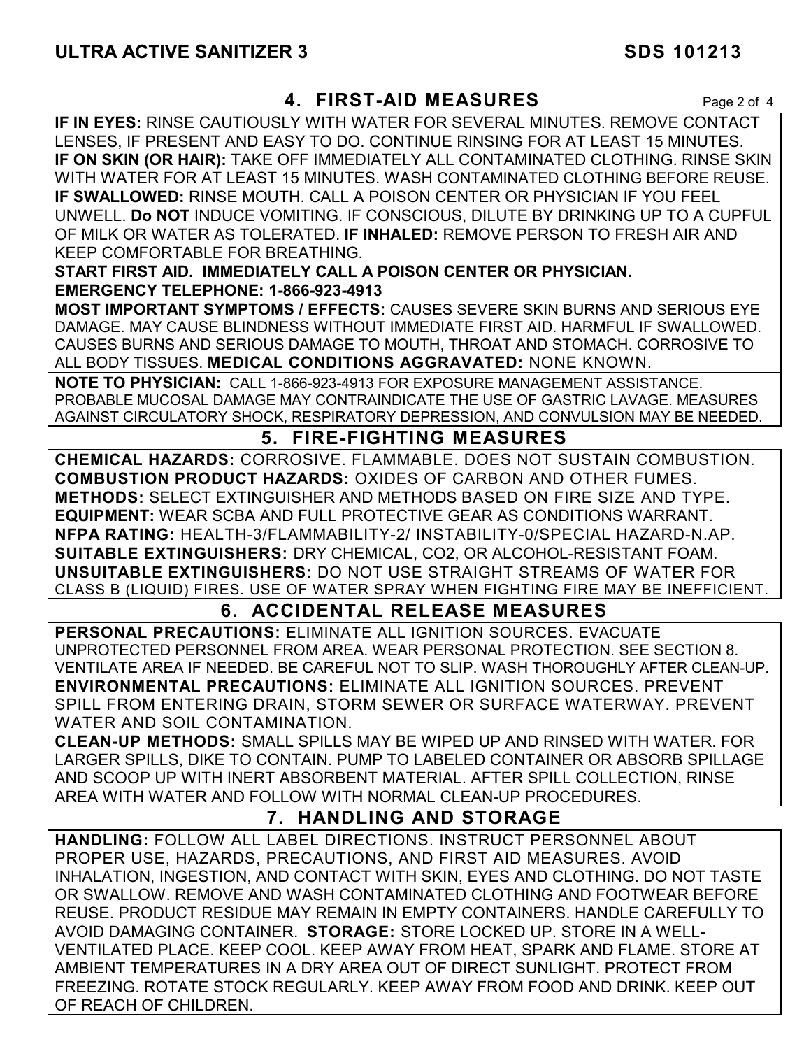## 4. FIRST-AID MEASURES

**IF IN EYES:** RINSE CAUTIOUSLY WITH WATER FOR SEVERAL MINUTES. REMOVE CONTACT LENSES, IF PRESENT AND EASY TO DO. CONTINUE RINSING FOR AT LEAST 15 MINUTES. **IF ON SKIN (OR HAIR):** TAKE OFF IMMEDIATELY ALL CONTAMINATED CLOTHING. RINSE SKIN WITH WATER FOR AT LEAST 15 MINUTES. WASH CONTAMINATED CLOTHING BEFORE REUSE. **IF SWALLOWED:** RINSE MOUTH. CALL A POISON CENTER OR PHYSICIAN IF YOU FEEL UNWELL. **Do NOT** INDUCE VOMITING. IF CONSCIOUS, DILUTE BY DRINKING UP TO A CUPFUL OF MILK OR WATER AS TOLERATED. **IF INHALED:** REMOVE PERSON TO FRESH AIR AND KEEP COMFORTABLE FOR BREATHING.

**START FIRST AID. IMMEDIATELY CALL A POISON CENTER OR PHYSICIAN.**
**EMERGENCY TELEPHONE: 1-866-923-4913**

**MOST IMPORTANT SYMPTOMS / EFFECTS:** CAUSES SEVERE SKIN BURNS AND SERIOUS EYE DAMAGE. MAY CAUSE BLINDNESS WITHOUT IMMEDIATE FIRST AID. HARMFUL IF SWALLOWED. CAUSES BURNS AND SERIOUS DAMAGE TO MOUTH, THROAT AND STOMACH. CORROSIVE TO ALL BODY TISSUES. **MEDICAL CONDITIONS AGGRAVATED:** NONE KNOWN.

**NOTE TO PHYSICIAN:** CALL 1-866-923-4913 FOR EXPOSURE MANAGEMENT ASSISTANCE. PROBABLE MUCOSAL DAMAGE MAY CONTRAINDICATE THE USE OF GASTRIC LAVAGE. MEASURES AGAINST CIRCULATORY SHOCK, RESPIRATORY DEPRESSION, AND CONVULSION MAY BE NEEDED.

## 5. FIRE-FIGHTING MEASURES

**CHEMICAL HAZARDS:** CORROSIVE. FLAMMABLE. DOES NOT SUSTAIN COMBUSTION.
**COMBUSTION PRODUCT HAZARDS:** OXIDES OF CARBON AND OTHER FUMES.
**METHODS:** SELECT EXTINGUISHER AND METHODS BASED ON FIRE SIZE AND TYPE.
**EQUIPMENT:** WEAR SCBA AND FULL PROTECTIVE GEAR AS CONDITIONS WARRANT.
**NFPA RATING:** HEALTH-3/FLAMMABILITY-2/ INSTABILITY-0/SPECIAL HAZARD-N.AP.
**SUITABLE EXTINGUISHERS:** DRY CHEMICAL, CO2, OR ALCOHOL-RESISTANT FOAM.
**UNSUITABLE EXTINGUISHERS:** DO NOT USE STRAIGHT STREAMS OF WATER FOR CLASS B (LIQUID) FIRES. USE OF WATER SPRAY WHEN FIGHTING FIRE MAY BE INEFFICIENT.

## 6. ACCIDENTAL RELEASE MEASURES

**PERSONAL PRECAUTIONS:** ELIMINATE ALL IGNITION SOURCES. EVACUATE UNPROTECTED PERSONNEL FROM AREA. WEAR PERSONAL PROTECTION. SEE SECTION 8. VENTILATE AREA IF NEEDED. BE CAREFUL NOT TO SLIP. WASH THOROUGHLY AFTER CLEAN-UP.
**ENVIRONMENTAL PRECAUTIONS:** ELIMINATE ALL IGNITION SOURCES. PREVENT SPILL FROM ENTERING DRAIN, STORM SEWER OR SURFACE WATERWAY. PREVENT WATER AND SOIL CONTAMINATION.
**CLEAN-UP METHODS:** SMALL SPILLS MAY BE WIPED UP AND RINSED WITH WATER. FOR LARGER SPILLS, DIKE TO CONTAIN. PUMP TO LABELED CONTAINER OR ABSORB SPILLAGE AND SCOOP UP WITH INERT ABSORBENT MATERIAL. AFTER SPILL COLLECTION, RINSE AREA WITH WATER AND FOLLOW WITH NORMAL CLEAN-UP PROCEDURES.

## 7. HANDLING AND STORAGE

**HANDLING:** FOLLOW ALL LABEL DIRECTIONS. INSTRUCT PERSONNEL ABOUT PROPER USE, HAZARDS, PRECAUTIONS, AND FIRST AID MEASURES. AVOID INHALATION, INGESTION, AND CONTACT WITH SKIN, EYES AND CLOTHING. DO NOT TASTE OR SWALLOW. REMOVE AND WASH CONTAMINATED CLOTHING AND FOOTWEAR BEFORE REUSE. PRODUCT RESIDUE MAY REMAIN IN EMPTY CONTAINERS. HANDLE CAREFULLY TO AVOID DAMAGING CONTAINER. **STORAGE:** STORE LOCKED UP. STORE IN A WELL-VENTILATED PLACE. KEEP COOL. KEEP AWAY FROM HEAT, SPARK AND FLAME. STORE AT AMBIENT TEMPERATURES IN A DRY AREA OUT OF DIRECT SUNLIGHT. PROTECT FROM FREEZING. ROTATE STOCK REGULARLY. KEEP AWAY FROM FOOD AND DRINK. KEEP OUT OF REACH OF CHILDREN.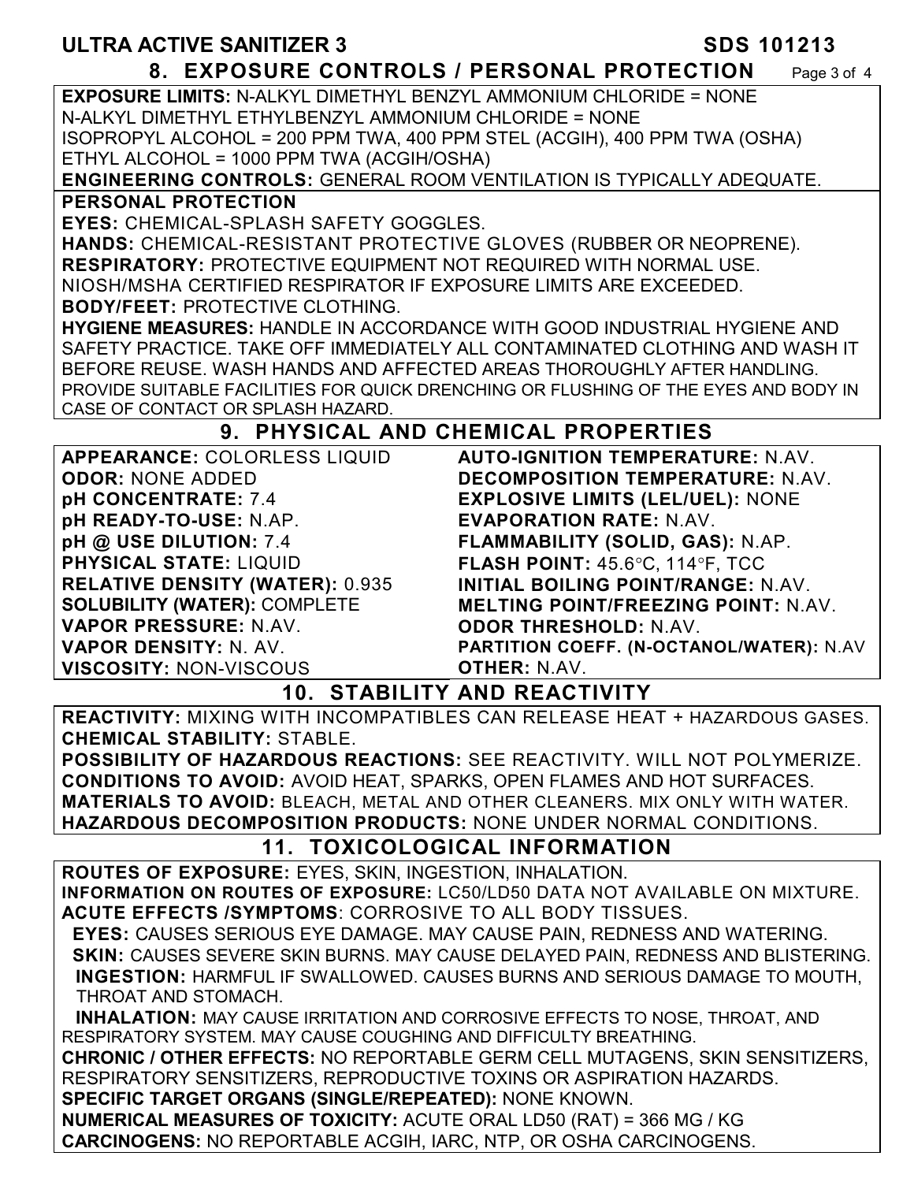## 8. EXPOSURE CONTROLS / PERSONAL PROTECTION

**EXPOSURE LIMITS:** N-ALKYL DIMETHYL BENZYL AMMONIUM CHLORIDE = NONE
N-ALKYL DIMETHYL ETHYLBENZYL AMMONIUM CHLORIDE = NONE
ISOPROPYL ALCOHOL = 200 PPM TWA, 400 PPM STEL (ACGIH), 400 PPM TWA (OSHA)
ETHYL ALCOHOL = 1000 PPM TWA (ACGIH/OSHA)

**ENGINEERING CONTROLS:** GENERAL ROOM VENTILATION IS TYPICALLY ADEQUATE.

**PERSONAL PROTECTION**

**EYES:** CHEMICAL-SPLASH SAFETY GOGGLES.

**HANDS:** CHEMICAL-RESISTANT PROTECTIVE GLOVES (RUBBER OR NEOPRENE).

**RESPIRATORY:** PROTECTIVE EQUIPMENT NOT REQUIRED WITH NORMAL USE.
NIOSH/MSHA CERTIFIED RESPIRATOR IF EXPOSURE LIMITS ARE EXCEEDED.

**BODY/FEET:** PROTECTIVE CLOTHING.

**HYGIENE MEASURES:** HANDLE IN ACCORDANCE WITH GOOD INDUSTRIAL HYGIENE AND SAFETY PRACTICE. TAKE OFF IMMEDIATELY ALL CONTAMINATED CLOTHING AND WASH IT BEFORE REUSE. WASH HANDS AND AFFECTED AREAS THOROUGHLY AFTER HANDLING. PROVIDE SUITABLE FACILITIES FOR QUICK DRENCHING OR FLUSHING OF THE EYES AND BODY IN CASE OF CONTACT OR SPLASH HAZARD.

## 9. PHYSICAL AND CHEMICAL PROPERTIES

**APPEARANCE:** COLORLESS LIQUID
**ODOR:** NONE ADDED
**pH CONCENTRATE:** 7.4
**pH READY-TO-USE:** N.AP.
**pH @ USE DILUTION:** 7.4
**PHYSICAL STATE:** LIQUID
**RELATIVE DENSITY (WATER):** 0.935
**SOLUBILITY (WATER):** COMPLETE
**VAPOR PRESSURE:** N.AV.
**VAPOR DENSITY:** N. AV.
**VISCOSITY:** NON-VISCOUS
**AUTO-IGNITION TEMPERATURE:** N.AV.
**DECOMPOSITION TEMPERATURE:** N.AV.
**EXPLOSIVE LIMITS (LEL/UEL):** NONE
**EVAPORATION RATE:** N.AV.
**FLAMMABILITY (SOLID, GAS):** N.AP.
**FLASH POINT:** 45.6°C, 114°F, TCC
**INITIAL BOILING POINT/RANGE:** N.AV.
**MELTING POINT/FREEZING POINT:** N.AV.
**ODOR THRESHOLD:** N.AV.
**PARTITION COEFF. (N-OCTANOL/WATER):** N.AV
**OTHER:** N.AV.

## 10. STABILITY AND REACTIVITY

**REACTIVITY:** MIXING WITH INCOMPATIBLES CAN RELEASE HEAT + HAZARDOUS GASES.
**CHEMICAL STABILITY:** STABLE.
**POSSIBILITY OF HAZARDOUS REACTIONS:** SEE REACTIVITY. WILL NOT POLYMERIZE.
**CONDITIONS TO AVOID:** AVOID HEAT, SPARKS, OPEN FLAMES AND HOT SURFACES.
**MATERIALS TO AVOID:** BLEACH, METAL AND OTHER CLEANERS. MIX ONLY WITH WATER.
**HAZARDOUS DECOMPOSITION PRODUCTS:** NONE UNDER NORMAL CONDITIONS.

## 11. TOXICOLOGICAL INFORMATION

**ROUTES OF EXPOSURE:** EYES, SKIN, INGESTION, INHALATION.
**INFORMATION ON ROUTES OF EXPOSURE:** LC50/LD50 DATA NOT AVAILABLE ON MIXTURE.
**ACUTE EFFECTS /SYMPTOMS**: CORROSIVE TO ALL BODY TISSUES.

**EYES:** CAUSES SERIOUS EYE DAMAGE. MAY CAUSE PAIN, REDNESS AND WATERING.
**SKIN:** CAUSES SEVERE SKIN BURNS. MAY CAUSE DELAYED PAIN, REDNESS AND BLISTERING.
**INGESTION:** HARMFUL IF SWALLOWED. CAUSES BURNS AND SERIOUS DAMAGE TO MOUTH, THROAT AND STOMACH.
**INHALATION:** MAY CAUSE IRRITATION AND CORROSIVE EFFECTS TO NOSE, THROAT, AND RESPIRATORY SYSTEM. MAY CAUSE COUGHING AND DIFFICULTY BREATHING.

**CHRONIC / OTHER EFFECTS:** NO REPORTABLE GERM CELL MUTAGENS, SKIN SENSITIZERS, RESPIRATORY SENSITIZERS, REPRODUCTIVE TOXINS OR ASPIRATION HAZARDS.
**SPECIFIC TARGET ORGANS (SINGLE/REPEATED):** NONE KNOWN.
**NUMERICAL MEASURES OF TOXICITY:** ACUTE ORAL LD50 (RAT) = 366 MG / KG
**CARCINOGENS:** NO REPORTABLE ACGIH, IARC, NTP, OR OSHA CARCINOGENS.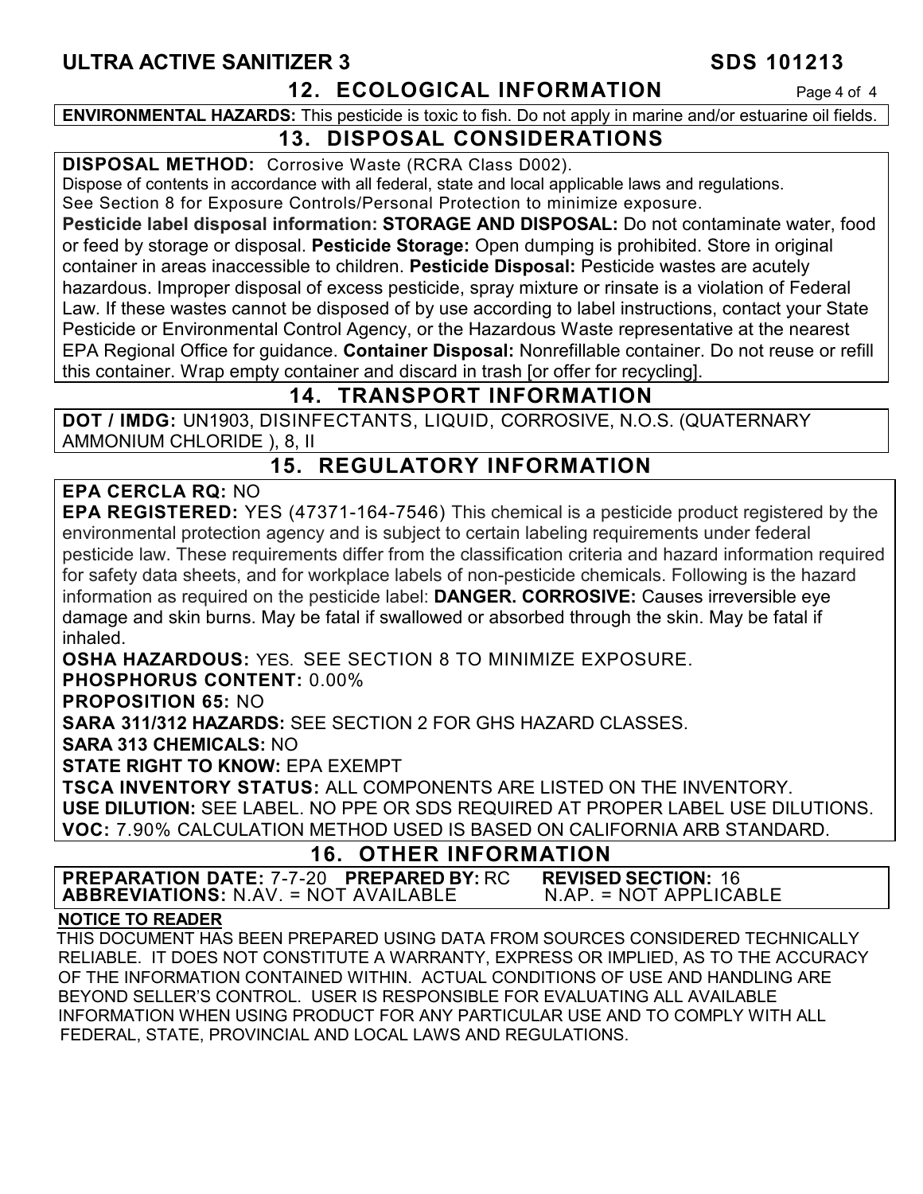## 12. ECOLOGICAL INFORMATION

**ENVIRONMENTAL HAZARDS:** This pesticide is toxic to fish. Do not apply in marine and/or estuarine oil fields.

## 13. DISPOSAL CONSIDERATIONS

**DISPOSAL METHOD:** Corrosive Waste (RCRA Class D002).
Dispose of contents in accordance with all federal, state and local applicable laws and regulations.
See Section 8 for Exposure Controls/Personal Protection to minimize exposure.
**Pesticide label disposal information: STORAGE AND DISPOSAL:** Do not contaminate water, food or feed by storage or disposal. **Pesticide Storage:** Open dumping is prohibited. Store in original container in areas inaccessible to children. **Pesticide Disposal:** Pesticide wastes are acutely hazardous. Improper disposal of excess pesticide, spray mixture or rinsate is a violation of Federal Law. If these wastes cannot be disposed of by use according to label instructions, contact your State Pesticide or Environmental Control Agency, or the Hazardous Waste representative at the nearest EPA Regional Office for guidance. **Container Disposal:** Nonrefillable container. Do not reuse or refill this container. Wrap empty container and discard in trash [or offer for recycling].

## 14. TRANSPORT INFORMATION

**DOT / IMDG:** UN1903, DISINFECTANTS, LIQUID, CORROSIVE, N.O.S. (QUATERNARY AMMONIUM CHLORIDE ), 8, II

## 15. REGULATORY INFORMATION

**EPA CERCLA RQ:** NO
**EPA REGISTERED:** YES (47371-164-7546) This chemical is a pesticide product registered by the environmental protection agency and is subject to certain labeling requirements under federal pesticide law. These requirements differ from the classification criteria and hazard information required for safety data sheets, and for workplace labels of non-pesticide chemicals. Following is the hazard information as required on the pesticide label: **DANGER. CORROSIVE:** Causes irreversible eye damage and skin burns. May be fatal if swallowed or absorbed through the skin. May be fatal if inhaled.
**OSHA HAZARDOUS:** YES. SEE SECTION 8 TO MINIMIZE EXPOSURE.
**PHOSPHORUS CONTENT:** 0.00%
**PROPOSITION 65:** NO
**SARA 311/312 HAZARDS:** SEE SECTION 2 FOR GHS HAZARD CLASSES.
**SARA 313 CHEMICALS:** NO
**STATE RIGHT TO KNOW:** EPA EXEMPT
**TSCA INVENTORY STATUS:** ALL COMPONENTS ARE LISTED ON THE INVENTORY.
**USE DILUTION:** SEE LABEL. NO PPE OR SDS REQUIRED AT PROPER LABEL USE DILUTIONS.
**VOC:** 7.90% CALCULATION METHOD USED IS BASED ON CALIFORNIA ARB STANDARD.

## 16. OTHER INFORMATION

**PREPARATION DATE:** 7-7-20 **PREPARED BY:** RC **REVISED SECTION:** 16
**ABBREVIATIONS:** N.AV. = NOT AVAILABLE N.AP. = NOT APPLICABLE

**NOTICE TO READER**

THIS DOCUMENT HAS BEEN PREPARED USING DATA FROM SOURCES CONSIDERED TECHNICALLY RELIABLE. IT DOES NOT CONSTITUTE A WARRANTY, EXPRESS OR IMPLIED, AS TO THE ACCURACY OF THE INFORMATION CONTAINED WITHIN. ACTUAL CONDITIONS OF USE AND HANDLING ARE BEYOND SELLER'S CONTROL. USER IS RESPONSIBLE FOR EVALUATING ALL AVAILABLE INFORMATION WHEN USING PRODUCT FOR ANY PARTICULAR USE AND TO COMPLY WITH ALL FEDERAL, STATE, PROVINCIAL AND LOCAL LAWS AND REGULATIONS.